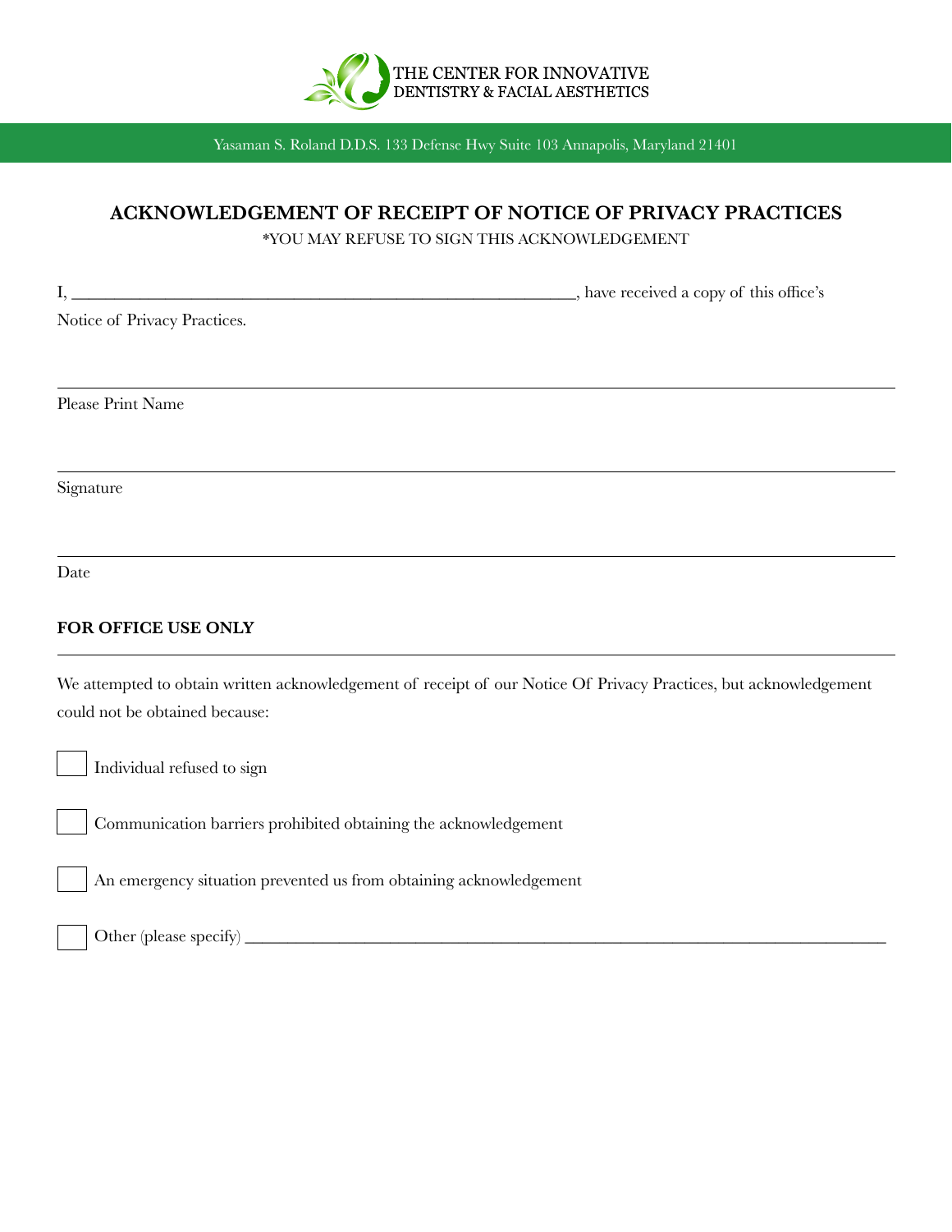THE CENTER FOR INNOVATIVE DENTISTRY & FACIAL AESTHETICS

Yasaman S. Roland D.D.S. 133 Defense Hwy Suite 103 Annapolis, Maryland 21401

## ACKNOWLEDGEMENT OF RECEIPT OF NOTICE OF PRIVACY PRACTICES

*YOU MAY REFUSE TO SIGN THIS ACKNOWLEDGEMENT

I, ____________________________________________________________, have received a copy of this office's Notice of Privacy Practices.

______________________________________________________________________

Please Print Name

______________________________________________________________________

Signature

______________________________________________________________________

Date

**FOR OFFICE USE ONLY**

We attempted to obtain written acknowledgement of receipt of our Notice Of Privacy Practices, but acknowledgement could not be obtained because:

☐ Individual refused to sign

☐ Communication barriers prohibited obtaining the acknowledgement

☐ An emergency situation prevented us from obtaining acknowledgement

☐ Other (please specify) ______________________________________________________________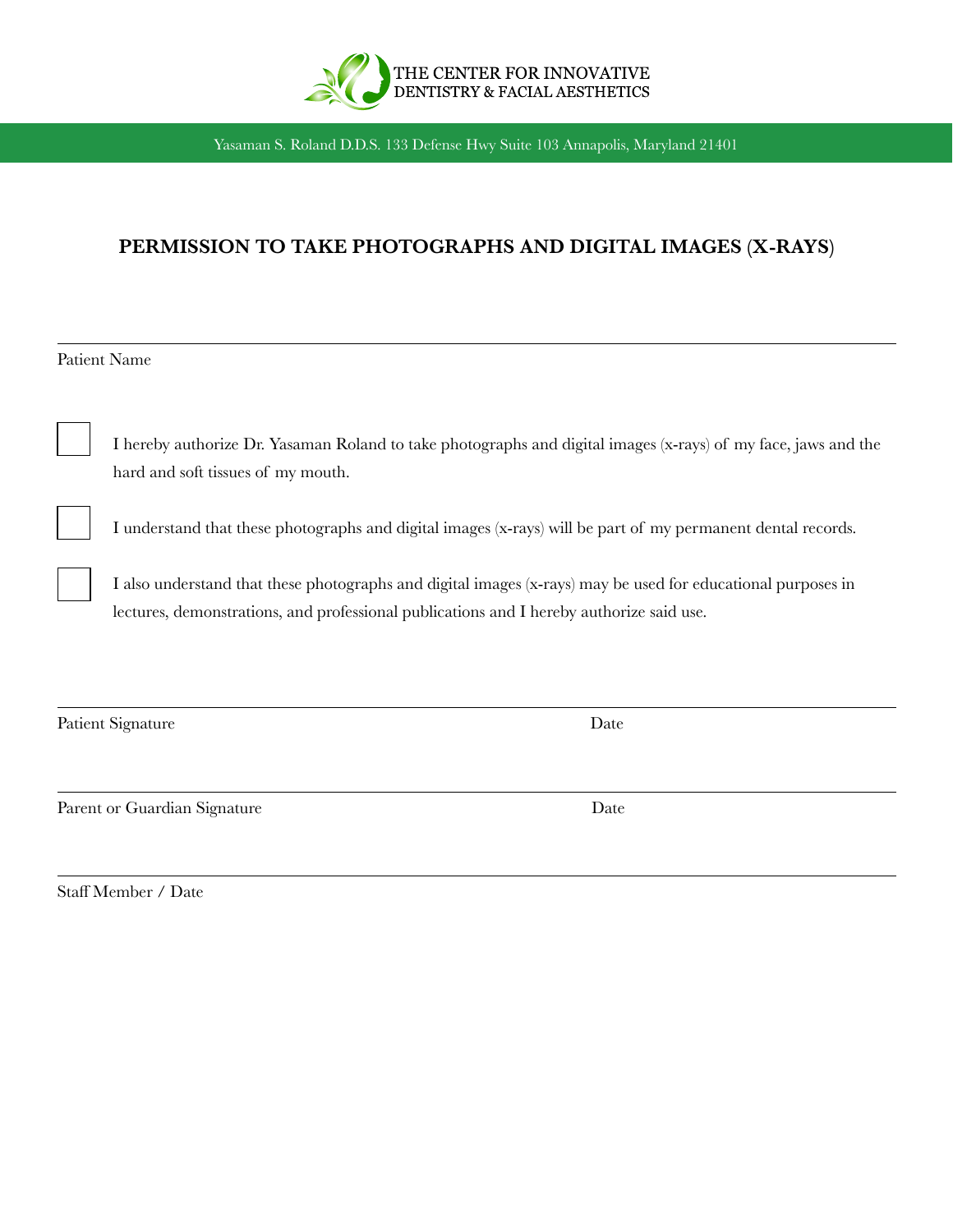THE CENTER FOR INNOVATIVE DENTISTRY & FACIAL AESTHETICS

Yasaman S. Roland D.D.S. 133 Defense Hwy Suite 103 Annapolis, Maryland 21401

## PERMISSION TO TAKE PHOTOGRAPHS AND DIGITAL IMAGES (X-RAYS)

_______________________________________________

Patient Name

- [ ] I hereby authorize Dr. Yasaman Roland to take photographs and digital images (x-rays) of my face, jaws and the hard and soft tissues of my mouth.
- [ ] I understand that these photographs and digital images (x-rays) will be part of my permanent dental records.
- [ ] I also understand that these photographs and digital images (x-rays) may be used for educational purposes in lectures, demonstrations, and professional publications and I hereby authorize said use.

_______________________________________________

Patient Signature                                        Date

_______________________________________________

Parent or Guardian Signature                                        Date

_______________________________________________

Staff Member / Date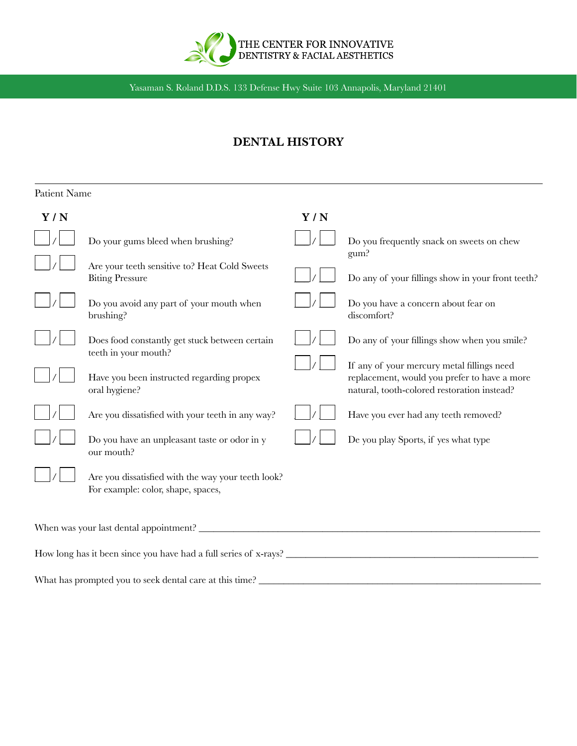THE CENTER FOR INNOVATIVE DENTISTRY & FACIAL AESTHETICS

Yasaman S. Roland D.D.S. 133 Defense Hwy Suite 103 Annapolis, Maryland 21401

# DENTAL HISTORY

Patient Name ________________________________________________

| Y / N | | Y / N | |
|---|---|---|---|
| ☐ / ☐ | Do your gums bleed when brushing? | ☐ / ☐ | Do you frequently snack on sweets on chew gum? |
| ☐ / ☐ | Are your teeth sensitive to? Heat Cold Sweets Biting Pressure | ☐ / ☐ | Do any of your fillings show in your front teeth? |
| ☐ / ☐ | Do you avoid any part of your mouth when brushing? | ☐ / ☐ | Do you have a concern about fear on discomfort? |
| ☐ / ☐ | Does food constantly get stuck between certain teeth in your mouth? | ☐ / ☐ | Do any of your fillings show when you smile? |
| ☐ / ☐ | Have you been instructed regarding propex oral hygiene? | ☐ / ☐ | If any of your mercury metal fillings need replacement, would you prefer to have a more natural, tooth-colored restoration instead? |
| ☐ / ☐ | Are you dissatisfied with your teeth in any way? | ☐ / ☐ | Have you ever had any teeth removed? |
| ☐ / ☐ | Do you have an unpleasant taste or odor in y our mouth? | ☐ / ☐ | De you play Sports, if yes what type |
| ☐ / ☐ | Are you dissatisfied with the way your teeth look? For example: color, shape, spaces, | | |

When was your last dental appointment? ________________________________________________

How long has it been since you have had a full series of x-rays? ________________________________________________

What has prompted you to seek dental care at this time? ________________________________________________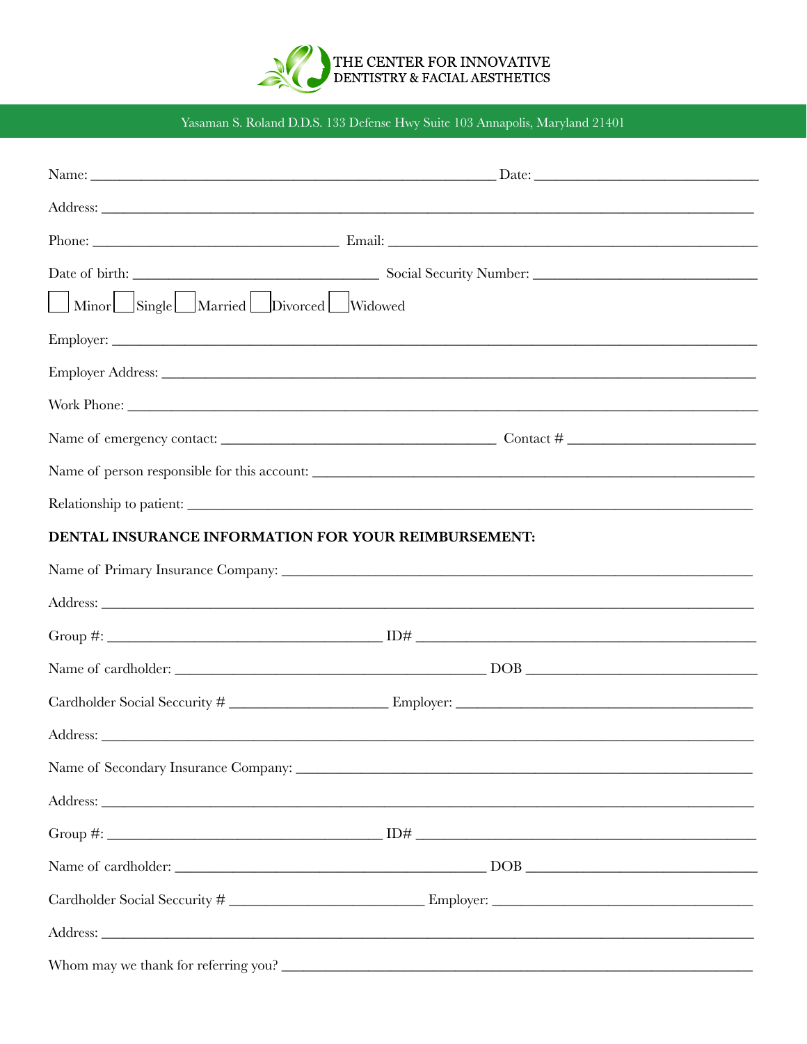THE CENTER FOR INNOVATIVE
DENTISTRY & FACIAL AESTHETICS

Yasaman S. Roland D.D.S. 133 Defense Hwy Suite 103 Annapolis, Maryland 21401

Name: ___________________________________________ Date: ________________________

Address: ______________________________________________________________________

Phone: __________________________ Email: _______________________________________

Date of birth: __________________________ Social Security Number: __________________

☐ Minor ☐ Single ☐ Married ☐ Divorced ☐ Widowed

Employer: _____________________________________________________________________

Employer Address: ______________________________________________________________

Work Phone: ___________________________________________________________________

Name of emergency contact: ______________________________ Contact # ________________

Name of person responsible for this account: _________________________________________

Relationship to patient: _________________________________________________________

**DENTAL INSURANCE INFORMATION FOR YOUR REIMBURSEMENT:**

Name of Primary Insurance Company: _______________________________________________

Address: ______________________________________________________________________

Group #: ______________________________ ID# ____________________________________

Name of cardholder: __________________________________ DOB ______________________

Cardholder Social Seccurity # _________________ Employer: __________________________

Address: ______________________________________________________________________

Name of Secondary Insurance Company: _____________________________________________

Address: ______________________________________________________________________

Group #: ______________________________ ID# ____________________________________

Name of cardholder: __________________________________ DOB ______________________

Cardholder Social Seccurity # ____________________ Employer: ______________________

Address: ______________________________________________________________________

Whom may we thank for referring you? ______________________________________________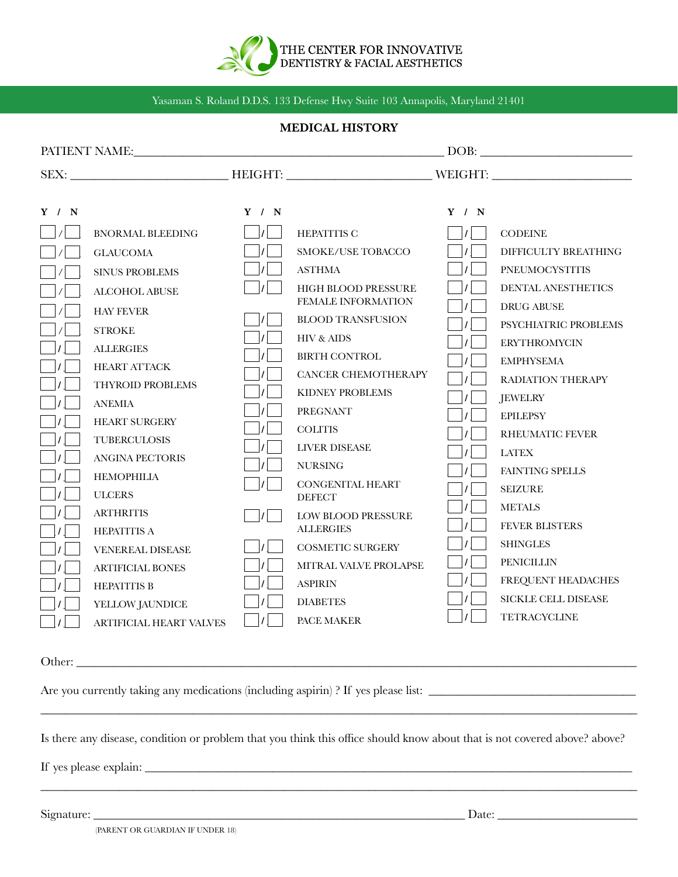THE CENTER FOR INNOVATIVE DENTISTRY & FACIAL AESTHETICS

Yasaman S. Roland D.D.S. 133 Defense Hwy Suite 103 Annapolis, Maryland 21401

## MEDICAL HISTORY

PATIENT NAME:_______________________________________________ DOB: ______________________

SEX: ________________________ HEIGHT: ______________________ WEIGHT: ______________________

| Y / N | | Y / N | | Y / N | |
|---|---|---|---|---|---|
| ☐ / ☐ | BNORMAL BLEEDING | ☐ / ☐ | HEPATITIS C | ☐ / ☐ | CODEINE |
| ☐ / ☐ | GLAUCOMA | ☐ / ☐ | SMOKE/USE TOBACCO | ☐ / ☐ | DIFFICULTY BREATHING |
| ☐ / ☐ | SINUS PROBLEMS | ☐ / ☐ | ASTHMA | ☐ / ☐ | PNEUMOCYSTITIS |
| ☐ / ☐ | ALCOHOL ABUSE | ☐ / ☐ | HIGH BLOOD PRESSURE FEMALE INFORMATION | ☐ / ☐ | DENTAL ANESTHETICS |
| ☐ / ☐ | HAY FEVER | ☐ / ☐ | BLOOD TRANSFUSION | ☐ / ☐ | DRUG ABUSE |
| ☐ / ☐ | STROKE | ☐ / ☐ | HIV & AIDS | ☐ / ☐ | PSYCHIATRIC PROBLEMS |
| ☐ / ☐ | ALLERGIES | ☐ / ☐ | BIRTH CONTROL | ☐ / ☐ | ERYTHROMYCIN |
| ☐ / ☐ | HEART ATTACK | ☐ / ☐ | CANCER CHEMOTHERAPY | ☐ / ☐ | EMPHYSEMA |
| ☐ / ☐ | THYROID PROBLEMS | ☐ / ☐ | KIDNEY PROBLEMS | ☐ / ☐ | RADIATION THERAPY |
| ☐ / ☐ | ANEMIA | ☐ / ☐ | PREGNANT | ☐ / ☐ | JEWELRY |
| ☐ / ☐ | HEART SURGERY | ☐ / ☐ | COLITIS | ☐ / ☐ | EPILEPSY |
| ☐ / ☐ | TUBERCULOSIS | ☐ / ☐ | LIVER DISEASE | ☐ / ☐ | RHEUMATIC FEVER |
| ☐ / ☐ | ANGINA PECTORIS | ☐ / ☐ | NURSING | ☐ / ☐ | LATEX |
| ☐ / ☐ | HEMOPHILIA | ☐ / ☐ | CONGENITAL HEART DEFECT | ☐ / ☐ | FAINTING SPELLS |
| ☐ / ☐ | ULCERS | ☐ / ☐ | LOW BLOOD PRESSURE ALLERGIES | ☐ / ☐ | SEIZURE |
| ☐ / ☐ | ARTHRITIS | ☐ / ☐ | COSMETIC SURGERY | ☐ / ☐ | METALS |
| ☐ / ☐ | HEPATITIS A | ☐ / ☐ | MITRAL VALVE PROLAPSE | ☐ / ☐ | FEVER BLISTERS |
| ☐ / ☐ | VENEREAL DISEASE | ☐ / ☐ | ASPIRIN | ☐ / ☐ | SHINGLES |
| ☐ / ☐ | ARTIFICIAL BONES | ☐ / ☐ | DIABETES | ☐ / ☐ | PENICILLIN |
| ☐ / ☐ | HEPATITIS B | ☐ / ☐ | PACE MAKER | ☐ / ☐ | FREQUENT HEADACHES |
| ☐ / ☐ | YELLOW JAUNDICE | | | ☐ / ☐ | SICKLE CELL DISEASE |
| ☐ / ☐ | ARTIFICIAL HEART VALVES | | | ☐ / ☐ | TETRACYCLINE |

Other: ______________________________________________________________________________________

Are you currently taking any medications (including aspirin) ? If yes please list: ____________________________

______________________________________________________________________________________

Is there any disease, condition or problem that you think this office should know about that is not covered above? above?

If yes please explain: _______________________________________________________________________

______________________________________________________________________________________

Signature: _______________________________________________ Date: ______________________

(PARENT OR GUARDIAN IF UNDER 18)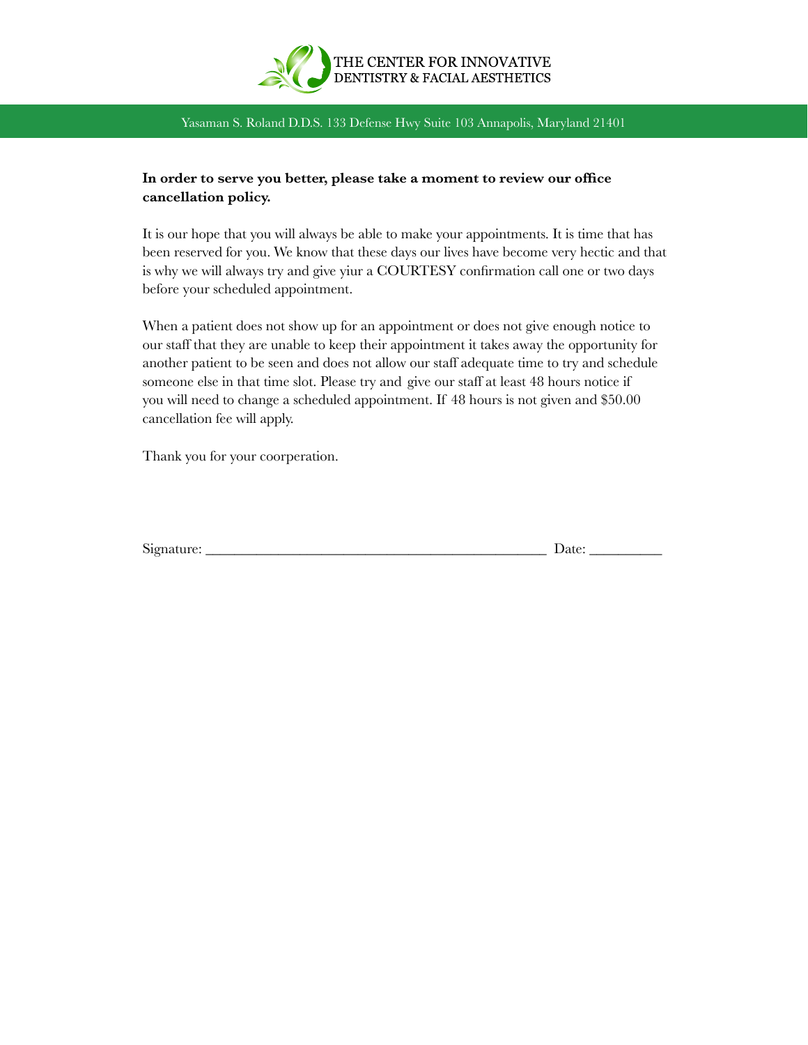THE CENTER FOR INNOVATIVE
DENTISTRY & FACIAL AESTHETICS

Yasaman S. Roland D.D.S. 133 Defense Hwy Suite 103 Annapolis, Maryland 21401

**In order to serve you better, please take a moment to review our office cancellation policy.**

It is our hope that you will always be able to make your appointments. It is time that has been reserved for you. We know that these days our lives have become very hectic and that is why we will always try and give yiur a COURTESY confirmation call one or two days before your scheduled appointment.

When a patient does not show up for an appointment or does not give enough notice to our staff that they are unable to keep their appointment it takes away the opportunity for another patient to be seen and does not allow our staff adequate time to try and schedule someone else in that time slot. Please try and give our staff at least 48 hours notice if you will need to change a scheduled appointment. If 48 hours is not given and $50.00 cancellation fee will apply.

Thank you for your coorperation.

Signature: _______________________________________________ Date: __________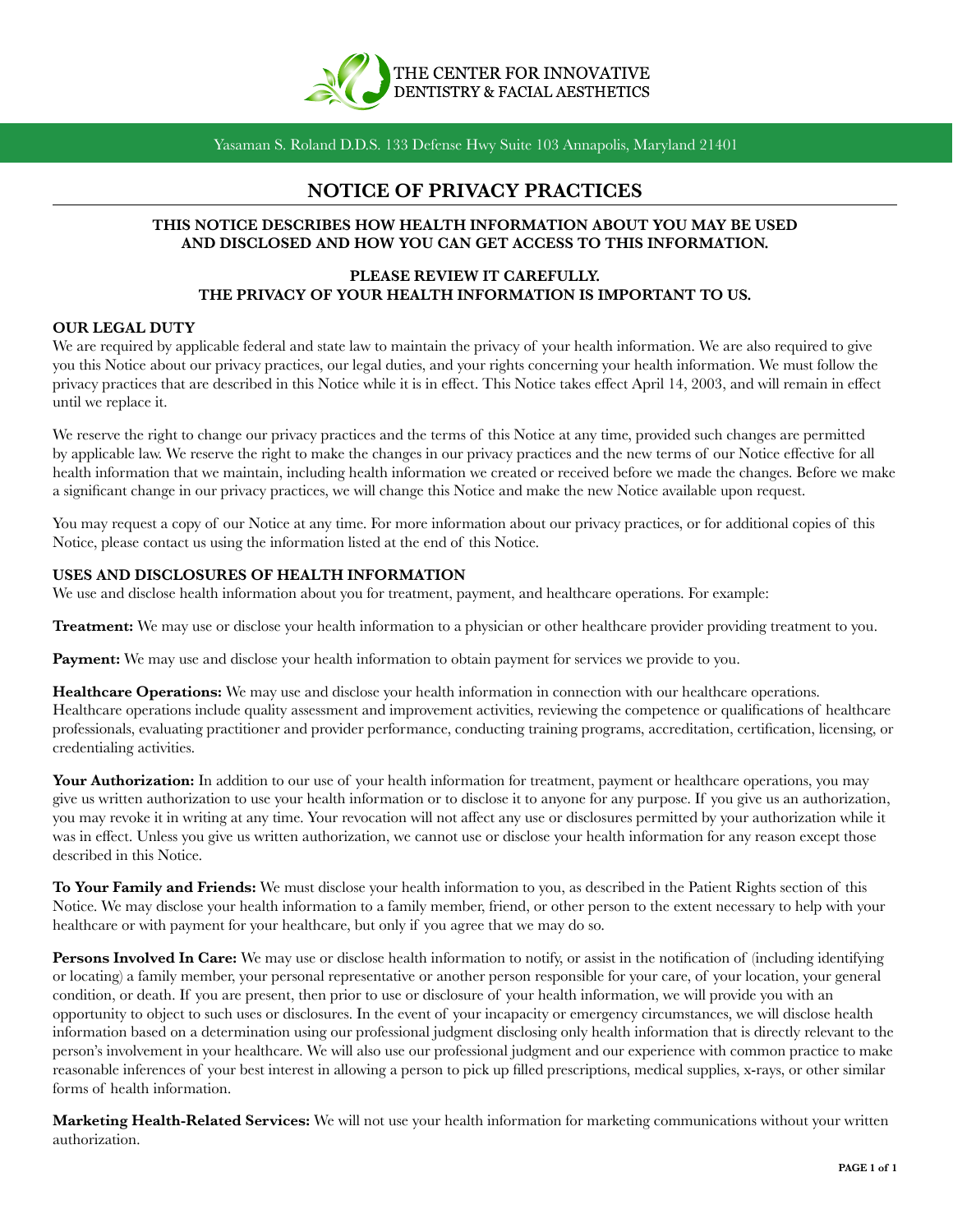THE CENTER FOR INNOVATIVE DENTISTRY & FACIAL AESTHETICS

Yasaman S. Roland D.D.S. 133 Defense Hwy Suite 103 Annapolis, Maryland 21401

# NOTICE OF PRIVACY PRACTICES

**THIS NOTICE DESCRIBES HOW HEALTH INFORMATION ABOUT YOU MAY BE USED AND DISCLOSED AND HOW YOU CAN GET ACCESS TO THIS INFORMATION.**

**PLEASE REVIEW IT CAREFULLY.**
**THE PRIVACY OF YOUR HEALTH INFORMATION IS IMPORTANT TO US.**

## OUR LEGAL DUTY

We are required by applicable federal and state law to maintain the privacy of your health information. We are also required to give you this Notice about our privacy practices, our legal duties, and your rights concerning your health information. We must follow the privacy practices that are described in this Notice while it is in effect. This Notice takes effect April 14, 2003, and will remain in effect until we replace it.

We reserve the right to change our privacy practices and the terms of this Notice at any time, provided such changes are permitted by applicable law. We reserve the right to make the changes in our privacy practices and the new terms of our Notice effective for all health information that we maintain, including health information we created or received before we made the changes. Before we make a significant change in our privacy practices, we will change this Notice and make the new Notice available upon request.

You may request a copy of our Notice at any time. For more information about our privacy practices, or for additional copies of this Notice, please contact us using the information listed at the end of this Notice.

## USES AND DISCLOSURES OF HEALTH INFORMATION

We use and disclose health information about you for treatment, payment, and healthcare operations. For example:

**Treatment:** We may use or disclose your health information to a physician or other healthcare provider providing treatment to you.

**Payment:** We may use and disclose your health information to obtain payment for services we provide to you.

**Healthcare Operations:** We may use and disclose your health information in connection with our healthcare operations. Healthcare operations include quality assessment and improvement activities, reviewing the competence or qualifications of healthcare professionals, evaluating practitioner and provider performance, conducting training programs, accreditation, certification, licensing, or credentialing activities.

**Your Authorization:** In addition to our use of your health information for treatment, payment or healthcare operations, you may give us written authorization to use your health information or to disclose it to anyone for any purpose. If you give us an authorization, you may revoke it in writing at any time. Your revocation will not affect any use or disclosures permitted by your authorization while it was in effect. Unless you give us written authorization, we cannot use or disclose your health information for any reason except those described in this Notice.

**To Your Family and Friends:** We must disclose your health information to you, as described in the Patient Rights section of this Notice. We may disclose your health information to a family member, friend, or other person to the extent necessary to help with your healthcare or with payment for your healthcare, but only if you agree that we may do so.

**Persons Involved In Care:** We may use or disclose health information to notify, or assist in the notification of (including identifying or locating) a family member, your personal representative or another person responsible for your care, of your location, your general condition, or death. If you are present, then prior to use or disclosure of your health information, we will provide you with an opportunity to object to such uses or disclosures. In the event of your incapacity or emergency circumstances, we will disclose health information based on a determination using our professional judgment disclosing only health information that is directly relevant to the person's involvement in your healthcare. We will also use our professional judgment and our experience with common practice to make reasonable inferences of your best interest in allowing a person to pick up filled prescriptions, medical supplies, x-rays, or other similar forms of health information.

**Marketing Health-Related Services:** We will not use your health information for marketing communications without your written authorization.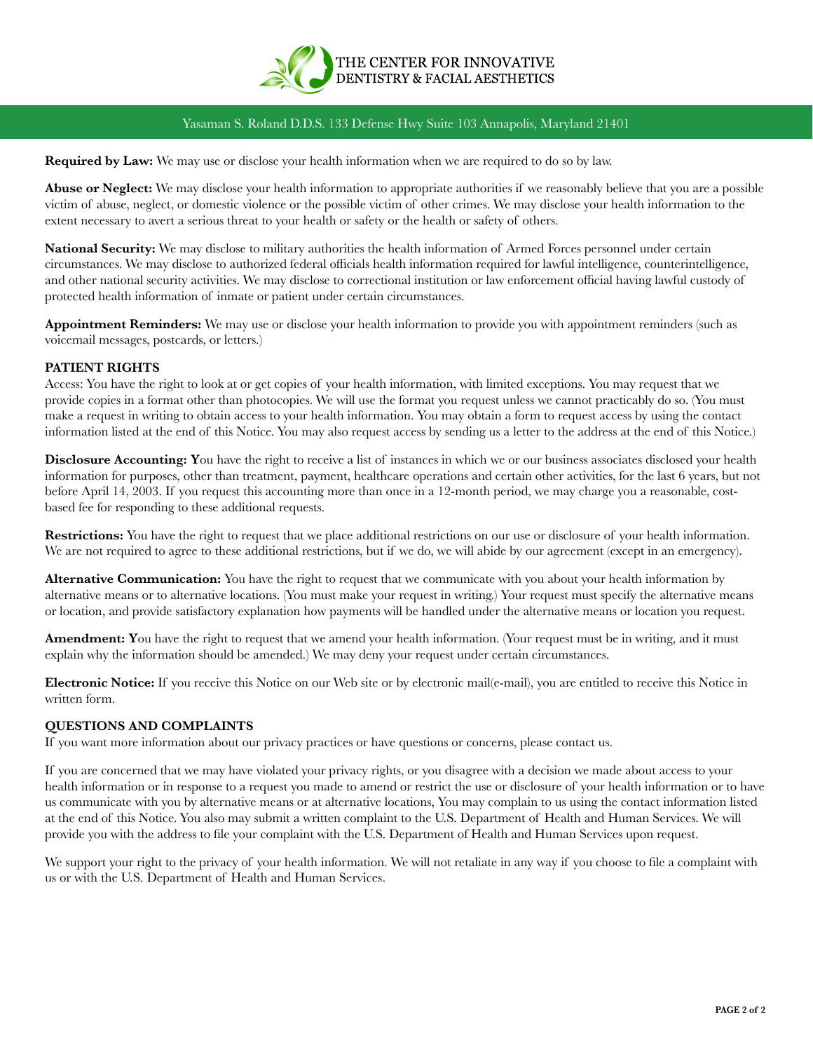**Required by Law:** We may use or disclose your health information when we are required to do so by law.

**Abuse or Neglect:** We may disclose your health information to appropriate authorities if we reasonably believe that you are a possible victim of abuse, neglect, or domestic violence or the possible victim of other crimes. We may disclose your health information to the extent necessary to avert a serious threat to your health or safety or the health or safety of others.

**National Security:** We may disclose to military authorities the health information of Armed Forces personnel under certain circumstances. We may disclose to authorized federal officials health information required for lawful intelligence, counterintelligence, and other national security activities. We may disclose to correctional institution or law enforcement official having lawful custody of protected health information of inmate or patient under certain circumstances.

**Appointment Reminders:** We may use or disclose your health information to provide you with appointment reminders (such as voicemail messages, postcards, or letters.)

## PATIENT RIGHTS

Access: You have the right to look at or get copies of your health information, with limited exceptions. You may request that we provide copies in a format other than photocopies. We will use the format you request unless we cannot practicably do so. (You must make a request in writing to obtain access to your health information. You may obtain a form to request access by using the contact information listed at the end of this Notice. You may also request access by sending us a letter to the address at the end of this Notice.)

**Disclosure Accounting: Y**ou have the right to receive a list of instances in which we or our business associates disclosed your health information for purposes, other than treatment, payment, healthcare operations and certain other activities, for the last 6 years, but not before April 14, 2003. If you request this accounting more than once in a 12-month period, we may charge you a reasonable, cost-based fee for responding to these additional requests.

**Restrictions:** You have the right to request that we place additional restrictions on our use or disclosure of your health information. We are not required to agree to these additional restrictions, but if we do, we will abide by our agreement (except in an emergency).

**Alternative Communication:** You have the right to request that we communicate with you about your health information by alternative means or to alternative locations. (You must make your request in writing.) Your request must specify the alternative means or location, and provide satisfactory explanation how payments will be handled under the alternative means or location you request.

**Amendment: Y**ou have the right to request that we amend your health information. (Your request must be in writing, and it must explain why the information should be amended.) We may deny your request under certain circumstances.

**Electronic Notice:** If you receive this Notice on our Web site or by electronic mail(e-mail), you are entitled to receive this Notice in written form.

## QUESTIONS AND COMPLAINTS

If you want more information about our privacy practices or have questions or concerns, please contact us.

If you are concerned that we may have violated your privacy rights, or you disagree with a decision we made about access to your health information or in response to a request you made to amend or restrict the use or disclosure of your health information or to have us communicate with you by alternative means or at alternative locations, You may complain to us using the contact information listed at the end of this Notice. You also may submit a written complaint to the U.S. Department of Health and Human Services. We will provide you with the address to file your complaint with the U.S. Department of Health and Human Services upon request.

We support your right to the privacy of your health information. We will not retaliate in any way if you choose to file a complaint with us or with the U.S. Department of Health and Human Services.